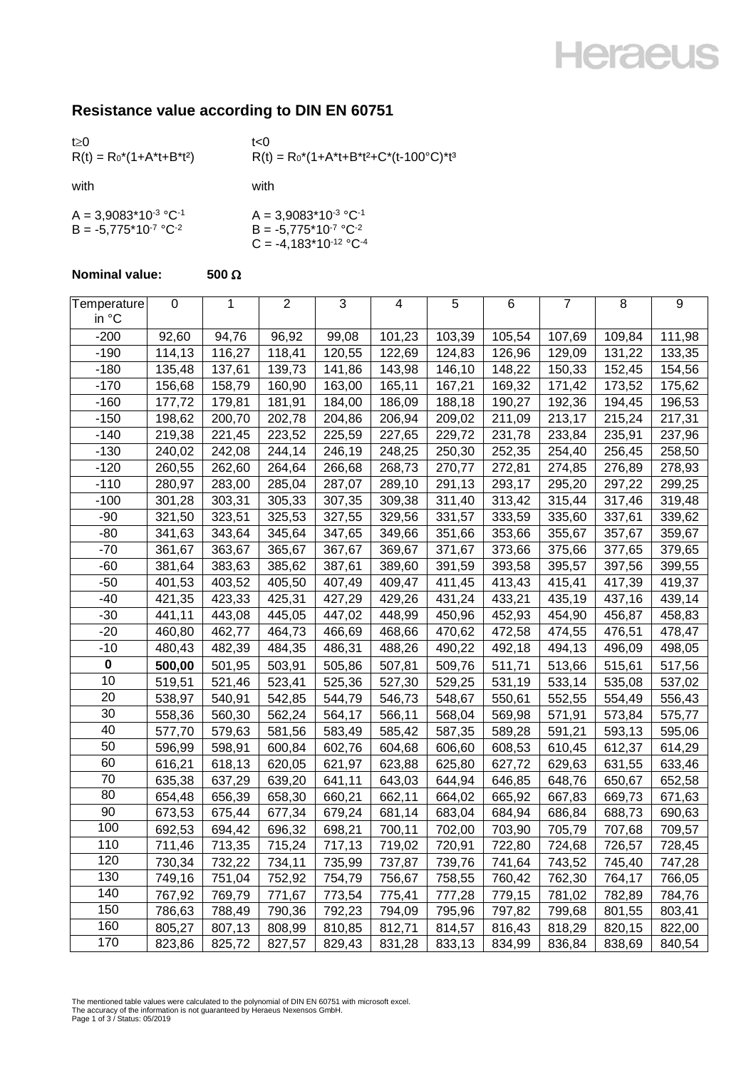## Resistance value according to DIN EN 60751

$t \geq 0$

$R(t) = R_0 \cdot (1 + A \cdot t + B \cdot t^2)$

with

$A = 3{,}9083 \cdot 10^{-3}\ °C^{-1}$

$B = -5{,}775 \cdot 10^{-7}\ °C^{-2}$

$t < 0$

$R(t) = R_0 \cdot (1 + A \cdot t + B \cdot t^2 + C \cdot (t - 100°C) \cdot t^3$

with

$A = 3{,}9083 \cdot 10^{-3}\ °C^{-1}$

$B = -5{,}775 \cdot 10^{-7}\ °C^{-2}$

$C = -4{,}183 \cdot 10^{-12}\ °C^{-4}$

**Nominal value: 500 Ω**

| Temperature in °C | 0 | 1 | 2 | 3 | 4 | 5 | 6 | 7 | 8 | 9 |
|---|---|---|---|---|---|---|---|---|---|---|
| -200 | 92,60 | 94,76 | 96,92 | 99,08 | 101,23 | 103,39 | 105,54 | 107,69 | 109,84 | 111,98 |
| -190 | 114,13 | 116,27 | 118,41 | 120,55 | 122,69 | 124,83 | 126,96 | 129,09 | 131,22 | 133,35 |
| -180 | 135,48 | 137,61 | 139,73 | 141,86 | 143,98 | 146,10 | 148,22 | 150,33 | 152,45 | 154,56 |
| -170 | 156,68 | 158,79 | 160,90 | 163,00 | 165,11 | 167,21 | 169,32 | 171,42 | 173,52 | 175,62 |
| -160 | 177,72 | 179,81 | 181,91 | 184,00 | 186,09 | 188,18 | 190,27 | 192,36 | 194,45 | 196,53 |
| -150 | 198,62 | 200,70 | 202,78 | 204,86 | 206,94 | 209,02 | 211,09 | 213,17 | 215,24 | 217,31 |
| -140 | 219,38 | 221,45 | 223,52 | 225,59 | 227,65 | 229,72 | 231,78 | 233,84 | 235,91 | 237,96 |
| -130 | 240,02 | 242,08 | 244,14 | 246,19 | 248,25 | 250,30 | 252,35 | 254,40 | 256,45 | 258,50 |
| -120 | 260,55 | 262,60 | 264,64 | 266,68 | 268,73 | 270,77 | 272,81 | 274,85 | 276,89 | 278,93 |
| -110 | 280,97 | 283,00 | 285,04 | 287,07 | 289,10 | 291,13 | 293,17 | 295,20 | 297,22 | 299,25 |
| -100 | 301,28 | 303,31 | 305,33 | 307,35 | 309,38 | 311,40 | 313,42 | 315,44 | 317,46 | 319,48 |
| -90 | 321,50 | 323,51 | 325,53 | 327,55 | 329,56 | 331,57 | 333,59 | 335,60 | 337,61 | 339,62 |
| -80 | 341,63 | 343,64 | 345,64 | 347,65 | 349,66 | 351,66 | 353,66 | 355,67 | 357,67 | 359,67 |
| -70 | 361,67 | 363,67 | 365,67 | 367,67 | 369,67 | 371,67 | 373,66 | 375,66 | 377,65 | 379,65 |
| -60 | 381,64 | 383,63 | 385,62 | 387,61 | 389,60 | 391,59 | 393,58 | 395,57 | 397,56 | 399,55 |
| -50 | 401,53 | 403,52 | 405,50 | 407,49 | 409,47 | 411,45 | 413,43 | 415,41 | 417,39 | 419,37 |
| -40 | 421,35 | 423,33 | 425,31 | 427,29 | 429,26 | 431,24 | 433,21 | 435,19 | 437,16 | 439,14 |
| -30 | 441,11 | 443,08 | 445,05 | 447,02 | 448,99 | 450,96 | 452,93 | 454,90 | 456,87 | 458,83 |
| -20 | 460,80 | 462,77 | 464,73 | 466,69 | 468,66 | 470,62 | 472,58 | 474,55 | 476,51 | 478,47 |
| -10 | 480,43 | 482,39 | 484,35 | 486,31 | 488,26 | 490,22 | 492,18 | 494,13 | 496,09 | 498,05 |
| **0** | **500,00** | 501,95 | 503,91 | 505,86 | 507,81 | 509,76 | 511,71 | 513,66 | 515,61 | 517,56 |
| 10 | 519,51 | 521,46 | 523,41 | 525,36 | 527,30 | 529,25 | 531,19 | 533,14 | 535,08 | 537,02 |
| 20 | 538,97 | 540,91 | 542,85 | 544,79 | 546,73 | 548,67 | 550,61 | 552,55 | 554,49 | 556,43 |
| 30 | 558,36 | 560,30 | 562,24 | 564,17 | 566,11 | 568,04 | 569,98 | 571,91 | 573,84 | 575,77 |
| 40 | 577,70 | 579,63 | 581,56 | 583,49 | 585,42 | 587,35 | 589,28 | 591,21 | 593,13 | 595,06 |
| 50 | 596,99 | 598,91 | 600,84 | 602,76 | 604,68 | 606,60 | 608,53 | 610,45 | 612,37 | 614,29 |
| 60 | 616,21 | 618,13 | 620,05 | 621,97 | 623,88 | 625,80 | 627,72 | 629,63 | 631,55 | 633,46 |
| 70 | 635,38 | 637,29 | 639,20 | 641,11 | 643,03 | 644,94 | 646,85 | 648,76 | 650,67 | 652,58 |
| 80 | 654,48 | 656,39 | 658,30 | 660,21 | 662,11 | 664,02 | 665,92 | 667,83 | 669,73 | 671,63 |
| 90 | 673,53 | 675,44 | 677,34 | 679,24 | 681,14 | 683,04 | 684,94 | 686,84 | 688,73 | 690,63 |
| 100 | 692,53 | 694,42 | 696,32 | 698,21 | 700,11 | 702,00 | 703,90 | 705,79 | 707,68 | 709,57 |
| 110 | 711,46 | 713,35 | 715,24 | 717,13 | 719,02 | 720,91 | 722,80 | 724,68 | 726,57 | 728,45 |
| 120 | 730,34 | 732,22 | 734,11 | 735,99 | 737,87 | 739,76 | 741,64 | 743,52 | 745,40 | 747,28 |
| 130 | 749,16 | 751,04 | 752,92 | 754,79 | 756,67 | 758,55 | 760,42 | 762,30 | 764,17 | 766,05 |
| 140 | 767,92 | 769,79 | 771,67 | 773,54 | 775,41 | 777,28 | 779,15 | 781,02 | 782,89 | 784,76 |
| 150 | 786,63 | 788,49 | 790,36 | 792,23 | 794,09 | 795,96 | 797,82 | 799,68 | 801,55 | 803,41 |
| 160 | 805,27 | 807,13 | 808,99 | 810,85 | 812,71 | 814,57 | 816,43 | 818,29 | 820,15 | 822,00 |
| 170 | 823,86 | 825,72 | 827,57 | 829,43 | 831,28 | 833,13 | 834,99 | 836,84 | 838,69 | 840,54 |

The mentioned table values were calculated to the polynomial of DIN EN 60751 with microsoft excel.
The accuracy of the information is not guaranteed by Heraeus Nexensos GmbH.
Status: 05/2019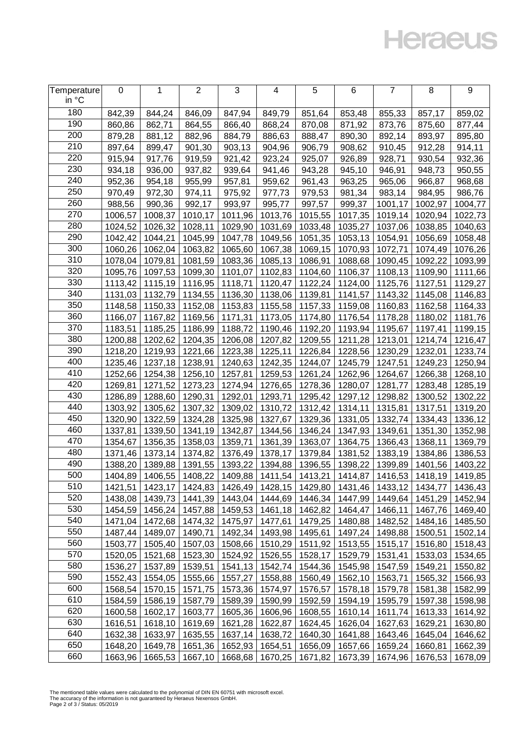| Temperature in °C | 0 | 1 | 2 | 3 | 4 | 5 | 6 | 7 | 8 | 9 |
|---|---|---|---|---|---|---|---|---|---|---|
| 180 | 842,39 | 844,24 | 846,09 | 847,94 | 849,79 | 851,64 | 853,48 | 855,33 | 857,17 | 859,02 |
| 190 | 860,86 | 862,71 | 864,55 | 866,40 | 868,24 | 870,08 | 871,92 | 873,76 | 875,60 | 877,44 |
| 200 | 879,28 | 881,12 | 882,96 | 884,79 | 886,63 | 888,47 | 890,30 | 892,14 | 893,97 | 895,80 |
| 210 | 897,64 | 899,47 | 901,30 | 903,13 | 904,96 | 906,79 | 908,62 | 910,45 | 912,28 | 914,11 |
| 220 | 915,94 | 917,76 | 919,59 | 921,42 | 923,24 | 925,07 | 926,89 | 928,71 | 930,54 | 932,36 |
| 230 | 934,18 | 936,00 | 937,82 | 939,64 | 941,46 | 943,28 | 945,10 | 946,91 | 948,73 | 950,55 |
| 240 | 952,36 | 954,18 | 955,99 | 957,81 | 959,62 | 961,43 | 963,25 | 965,06 | 966,87 | 968,68 |
| 250 | 970,49 | 972,30 | 974,11 | 975,92 | 977,73 | 979,53 | 981,34 | 983,14 | 984,95 | 986,76 |
| 260 | 988,56 | 990,36 | 992,17 | 993,97 | 995,77 | 997,57 | 999,37 | 1001,17 | 1002,97 | 1004,77 |
| 270 | 1006,57 | 1008,37 | 1010,17 | 1011,96 | 1013,76 | 1015,55 | 1017,35 | 1019,14 | 1020,94 | 1022,73 |
| 280 | 1024,52 | 1026,32 | 1028,11 | 1029,90 | 1031,69 | 1033,48 | 1035,27 | 1037,06 | 1038,85 | 1040,63 |
| 290 | 1042,42 | 1044,21 | 1045,99 | 1047,78 | 1049,56 | 1051,35 | 1053,13 | 1054,91 | 1056,69 | 1058,48 |
| 300 | 1060,26 | 1062,04 | 1063,82 | 1065,60 | 1067,38 | 1069,15 | 1070,93 | 1072,71 | 1074,49 | 1076,26 |
| 310 | 1078,04 | 1079,81 | 1081,59 | 1083,36 | 1085,13 | 1086,91 | 1088,68 | 1090,45 | 1092,22 | 1093,99 |
| 320 | 1095,76 | 1097,53 | 1099,30 | 1101,07 | 1102,83 | 1104,60 | 1106,37 | 1108,13 | 1109,90 | 1111,66 |
| 330 | 1113,42 | 1115,19 | 1116,95 | 1118,71 | 1120,47 | 1122,24 | 1124,00 | 1125,76 | 1127,51 | 1129,27 |
| 340 | 1131,03 | 1132,79 | 1134,55 | 1136,30 | 1138,06 | 1139,81 | 1141,57 | 1143,32 | 1145,08 | 1146,83 |
| 350 | 1148,58 | 1150,33 | 1152,08 | 1153,83 | 1155,58 | 1157,33 | 1159,08 | 1160,83 | 1162,58 | 1164,33 |
| 360 | 1166,07 | 1167,82 | 1169,56 | 1171,31 | 1173,05 | 1174,80 | 1176,54 | 1178,28 | 1180,02 | 1181,76 |
| 370 | 1183,51 | 1185,25 | 1186,99 | 1188,72 | 1190,46 | 1192,20 | 1193,94 | 1195,67 | 1197,41 | 1199,15 |
| 380 | 1200,88 | 1202,62 | 1204,35 | 1206,08 | 1207,82 | 1209,55 | 1211,28 | 1213,01 | 1214,74 | 1216,47 |
| 390 | 1218,20 | 1219,93 | 1221,66 | 1223,38 | 1225,11 | 1226,84 | 1228,56 | 1230,29 | 1232,01 | 1233,74 |
| 400 | 1235,46 | 1237,18 | 1238,91 | 1240,63 | 1242,35 | 1244,07 | 1245,79 | 1247,51 | 1249,23 | 1250,94 |
| 410 | 1252,66 | 1254,38 | 1256,10 | 1257,81 | 1259,53 | 1261,24 | 1262,96 | 1264,67 | 1266,38 | 1268,10 |
| 420 | 1269,81 | 1271,52 | 1273,23 | 1274,94 | 1276,65 | 1278,36 | 1280,07 | 1281,77 | 1283,48 | 1285,19 |
| 430 | 1286,89 | 1288,60 | 1290,31 | 1292,01 | 1293,71 | 1295,42 | 1297,12 | 1298,82 | 1300,52 | 1302,22 |
| 440 | 1303,92 | 1305,62 | 1307,32 | 1309,02 | 1310,72 | 1312,42 | 1314,11 | 1315,81 | 1317,51 | 1319,20 |
| 450 | 1320,90 | 1322,59 | 1324,28 | 1325,98 | 1327,67 | 1329,36 | 1331,05 | 1332,74 | 1334,43 | 1336,12 |
| 460 | 1337,81 | 1339,50 | 1341,19 | 1342,87 | 1344,56 | 1346,24 | 1347,93 | 1349,61 | 1351,30 | 1352,98 |
| 470 | 1354,67 | 1356,35 | 1358,03 | 1359,71 | 1361,39 | 1363,07 | 1364,75 | 1366,43 | 1368,11 | 1369,79 |
| 480 | 1371,46 | 1373,14 | 1374,82 | 1376,49 | 1378,17 | 1379,84 | 1381,52 | 1383,19 | 1384,86 | 1386,53 |
| 490 | 1388,20 | 1389,88 | 1391,55 | 1393,22 | 1394,88 | 1396,55 | 1398,22 | 1399,89 | 1401,56 | 1403,22 |
| 500 | 1404,89 | 1406,55 | 1408,22 | 1409,88 | 1411,54 | 1413,21 | 1414,87 | 1416,53 | 1418,19 | 1419,85 |
| 510 | 1421,51 | 1423,17 | 1424,83 | 1426,49 | 1428,15 | 1429,80 | 1431,46 | 1433,12 | 1434,77 | 1436,43 |
| 520 | 1438,08 | 1439,73 | 1441,39 | 1443,04 | 1444,69 | 1446,34 | 1447,99 | 1449,64 | 1451,29 | 1452,94 |
| 530 | 1454,59 | 1456,24 | 1457,88 | 1459,53 | 1461,18 | 1462,82 | 1464,47 | 1466,11 | 1467,76 | 1469,40 |
| 540 | 1471,04 | 1472,68 | 1474,32 | 1475,97 | 1477,61 | 1479,25 | 1480,88 | 1482,52 | 1484,16 | 1485,50 |
| 550 | 1487,44 | 1489,07 | 1490,71 | 1492,34 | 1493,98 | 1495,61 | 1497,24 | 1498,88 | 1500,51 | 1502,14 |
| 560 | 1503,77 | 1505,40 | 1507,03 | 1508,66 | 1510,29 | 1511,92 | 1513,55 | 1515,17 | 1516,80 | 1518,43 |
| 570 | 1520,05 | 1521,68 | 1523,30 | 1524,92 | 1526,55 | 1528,17 | 1529,79 | 1531,41 | 1533,03 | 1534,65 |
| 580 | 1536,27 | 1537,89 | 1539,51 | 1541,13 | 1542,74 | 1544,36 | 1545,98 | 1547,59 | 1549,21 | 1550,82 |
| 590 | 1552,43 | 1554,05 | 1555,66 | 1557,27 | 1558,88 | 1560,49 | 1562,10 | 1563,71 | 1565,32 | 1566,93 |
| 600 | 1568,54 | 1570,15 | 1571,75 | 1573,36 | 1574,97 | 1576,57 | 1578,18 | 1579,78 | 1581,38 | 1582,99 |
| 610 | 1584,59 | 1586,19 | 1587,79 | 1589,39 | 1590,99 | 1592,59 | 1594,19 | 1595,79 | 1597,38 | 1598,98 |
| 620 | 1600,58 | 1602,17 | 1603,77 | 1605,36 | 1606,96 | 1608,55 | 1610,14 | 1611,74 | 1613,33 | 1614,92 |
| 630 | 1616,51 | 1618,10 | 1619,69 | 1621,28 | 1622,87 | 1624,45 | 1626,04 | 1627,63 | 1629,21 | 1630,80 |
| 640 | 1632,38 | 1633,97 | 1635,55 | 1637,14 | 1638,72 | 1640,30 | 1641,88 | 1643,46 | 1645,04 | 1646,62 |
| 650 | 1648,20 | 1649,78 | 1651,36 | 1652,93 | 1654,51 | 1656,09 | 1657,66 | 1659,24 | 1660,81 | 1662,39 |
| 660 | 1663,96 | 1665,53 | 1667,10 | 1668,68 | 1670,25 | 1671,82 | 1673,39 | 1674,96 | 1676,53 | 1678,09 |

The mentioned table values were calculated to the polynomial of DIN EN 60751 with microsoft excel.
The accuracy of the information is not guaranteed by Heraeus Nexensos GmbH.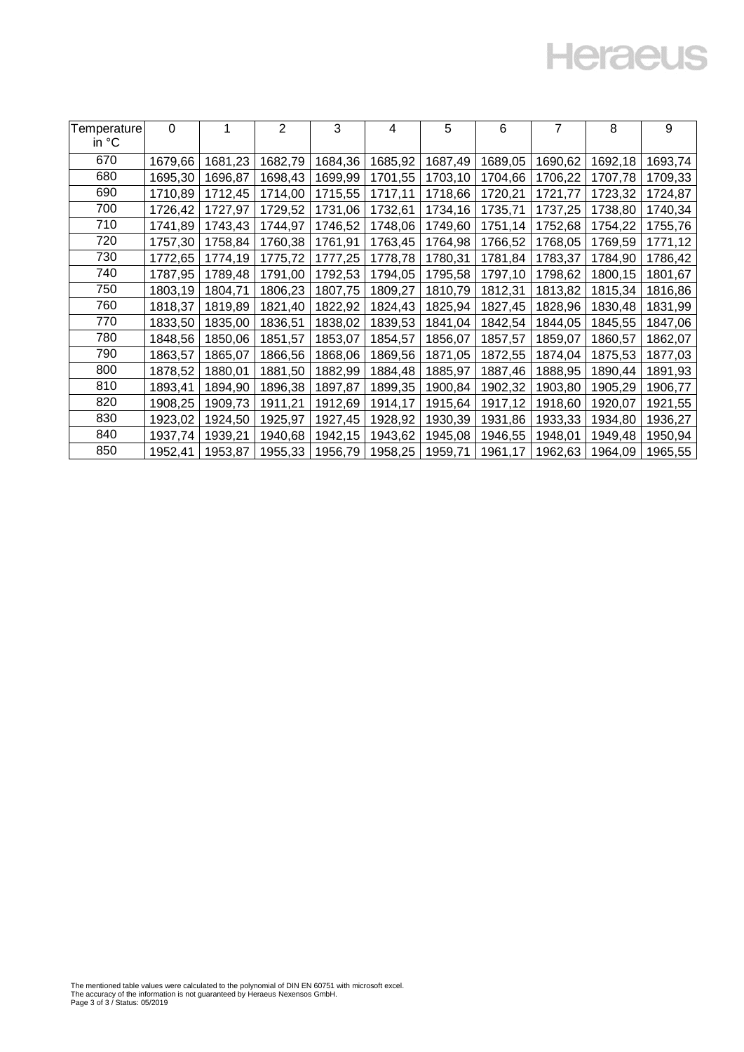| Temperature in °C | 0 | 1 | 2 | 3 | 4 | 5 | 6 | 7 | 8 | 9 |
|---|---|---|---|---|---|---|---|---|---|---|
| 670 | 1679,66 | 1681,23 | 1682,79 | 1684,36 | 1685,92 | 1687,49 | 1689,05 | 1690,62 | 1692,18 | 1693,74 |
| 680 | 1695,30 | 1696,87 | 1698,43 | 1699,99 | 1701,55 | 1703,10 | 1704,66 | 1706,22 | 1707,78 | 1709,33 |
| 690 | 1710,89 | 1712,45 | 1714,00 | 1715,55 | 1717,11 | 1718,66 | 1720,21 | 1721,77 | 1723,32 | 1724,87 |
| 700 | 1726,42 | 1727,97 | 1729,52 | 1731,06 | 1732,61 | 1734,16 | 1735,71 | 1737,25 | 1738,80 | 1740,34 |
| 710 | 1741,89 | 1743,43 | 1744,97 | 1746,52 | 1748,06 | 1749,60 | 1751,14 | 1752,68 | 1754,22 | 1755,76 |
| 720 | 1757,30 | 1758,84 | 1760,38 | 1761,91 | 1763,45 | 1764,98 | 1766,52 | 1768,05 | 1769,59 | 1771,12 |
| 730 | 1772,65 | 1774,19 | 1775,72 | 1777,25 | 1778,78 | 1780,31 | 1781,84 | 1783,37 | 1784,90 | 1786,42 |
| 740 | 1787,95 | 1789,48 | 1791,00 | 1792,53 | 1794,05 | 1795,58 | 1797,10 | 1798,62 | 1800,15 | 1801,67 |
| 750 | 1803,19 | 1804,71 | 1806,23 | 1807,75 | 1809,27 | 1810,79 | 1812,31 | 1813,82 | 1815,34 | 1816,86 |
| 760 | 1818,37 | 1819,89 | 1821,40 | 1822,92 | 1824,43 | 1825,94 | 1827,45 | 1828,96 | 1830,48 | 1831,99 |
| 770 | 1833,50 | 1835,00 | 1836,51 | 1838,02 | 1839,53 | 1841,04 | 1842,54 | 1844,05 | 1845,55 | 1847,06 |
| 780 | 1848,56 | 1850,06 | 1851,57 | 1853,07 | 1854,57 | 1856,07 | 1857,57 | 1859,07 | 1860,57 | 1862,07 |
| 790 | 1863,57 | 1865,07 | 1866,56 | 1868,06 | 1869,56 | 1871,05 | 1872,55 | 1874,04 | 1875,53 | 1877,03 |
| 800 | 1878,52 | 1880,01 | 1881,50 | 1882,99 | 1884,48 | 1885,97 | 1887,46 | 1888,95 | 1890,44 | 1891,93 |
| 810 | 1893,41 | 1894,90 | 1896,38 | 1897,87 | 1899,35 | 1900,84 | 1902,32 | 1903,80 | 1905,29 | 1906,77 |
| 820 | 1908,25 | 1909,73 | 1911,21 | 1912,69 | 1914,17 | 1915,64 | 1917,12 | 1918,60 | 1920,07 | 1921,55 |
| 830 | 1923,02 | 1924,50 | 1925,97 | 1927,45 | 1928,92 | 1930,39 | 1931,86 | 1933,33 | 1934,80 | 1936,27 |
| 840 | 1937,74 | 1939,21 | 1940,68 | 1942,15 | 1943,62 | 1945,08 | 1946,55 | 1948,01 | 1949,48 | 1950,94 |
| 850 | 1952,41 | 1953,87 | 1955,33 | 1956,79 | 1958,25 | 1959,71 | 1961,17 | 1962,63 | 1964,09 | 1965,55 |

The mentioned table values were calculated to the polynomial of DIN EN 60751 with microsoft excel.
The accuracy of the information is not guaranteed by Heraeus Nexensos GmbH.
Status: 05/2019